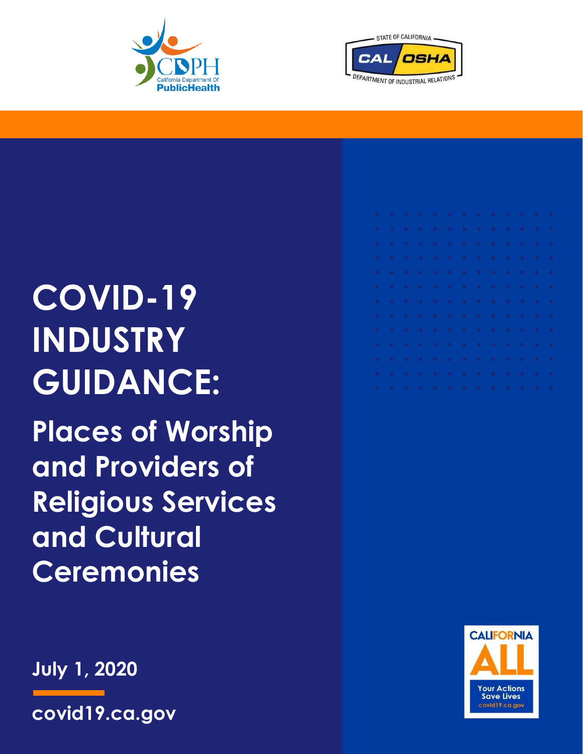# COVID-19 INDUSTRY GUIDANCE:

## Places of Worship and Providers of Religious Services and Cultural Ceremonies

July 1, 2020

covid19.ca.gov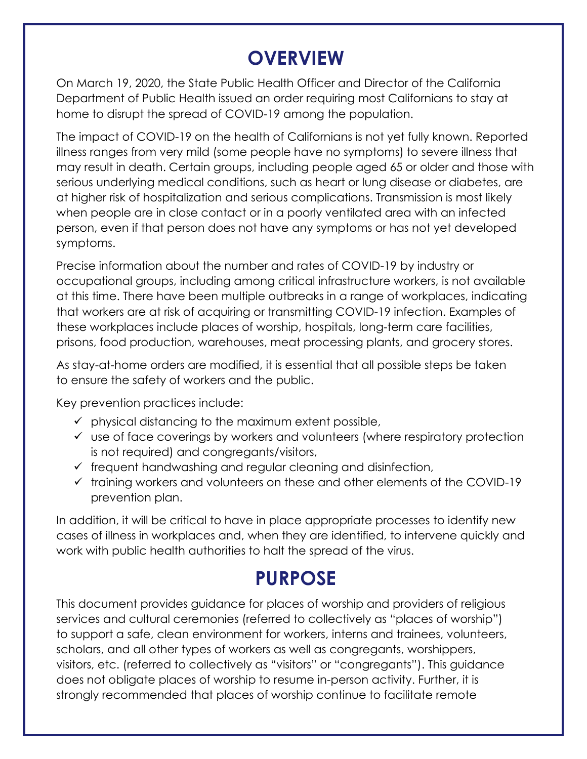# OVERVIEW

On March 19, 2020, the State Public Health Officer and Director of the California Department of Public Health issued an order requiring most Californians to stay at home to disrupt the spread of COVID-19 among the population.

The impact of COVID-19 on the health of Californians is not yet fully known. Reported illness ranges from very mild (some people have no symptoms) to severe illness that may result in death. Certain groups, including people aged 65 or older and those with serious underlying medical conditions, such as heart or lung disease or diabetes, are at higher risk of hospitalization and serious complications. Transmission is most likely when people are in close contact or in a poorly ventilated area with an infected person, even if that person does not have any symptoms or has not yet developed symptoms.

Precise information about the number and rates of COVID-19 by industry or occupational groups, including among critical infrastructure workers, is not available at this time. There have been multiple outbreaks in a range of workplaces, indicating that workers are at risk of acquiring or transmitting COVID-19 infection. Examples of these workplaces include places of worship, hospitals, long-term care facilities, prisons, food production, warehouses, meat processing plants, and grocery stores.

As stay-at-home orders are modified, it is essential that all possible steps be taken to ensure the safety of workers and the public.

Key prevention practices include:

- ✓ physical distancing to the maximum extent possible,
- ✓ use of face coverings by workers and volunteers (where respiratory protection is not required) and congregants/visitors,
- ✓ frequent handwashing and regular cleaning and disinfection,
- ✓ training workers and volunteers on these and other elements of the COVID-19 prevention plan.

In addition, it will be critical to have in place appropriate processes to identify new cases of illness in workplaces and, when they are identified, to intervene quickly and work with public health authorities to halt the spread of the virus.

# PURPOSE

This document provides guidance for places of worship and providers of religious services and cultural ceremonies (referred to collectively as "places of worship") to support a safe, clean environment for workers, interns and trainees, volunteers, scholars, and all other types of workers as well as congregants, worshippers, visitors, etc. (referred to collectively as "visitors" or "congregants"). This guidance does not obligate places of worship to resume in-person activity. Further, it is strongly recommended that places of worship continue to facilitate remote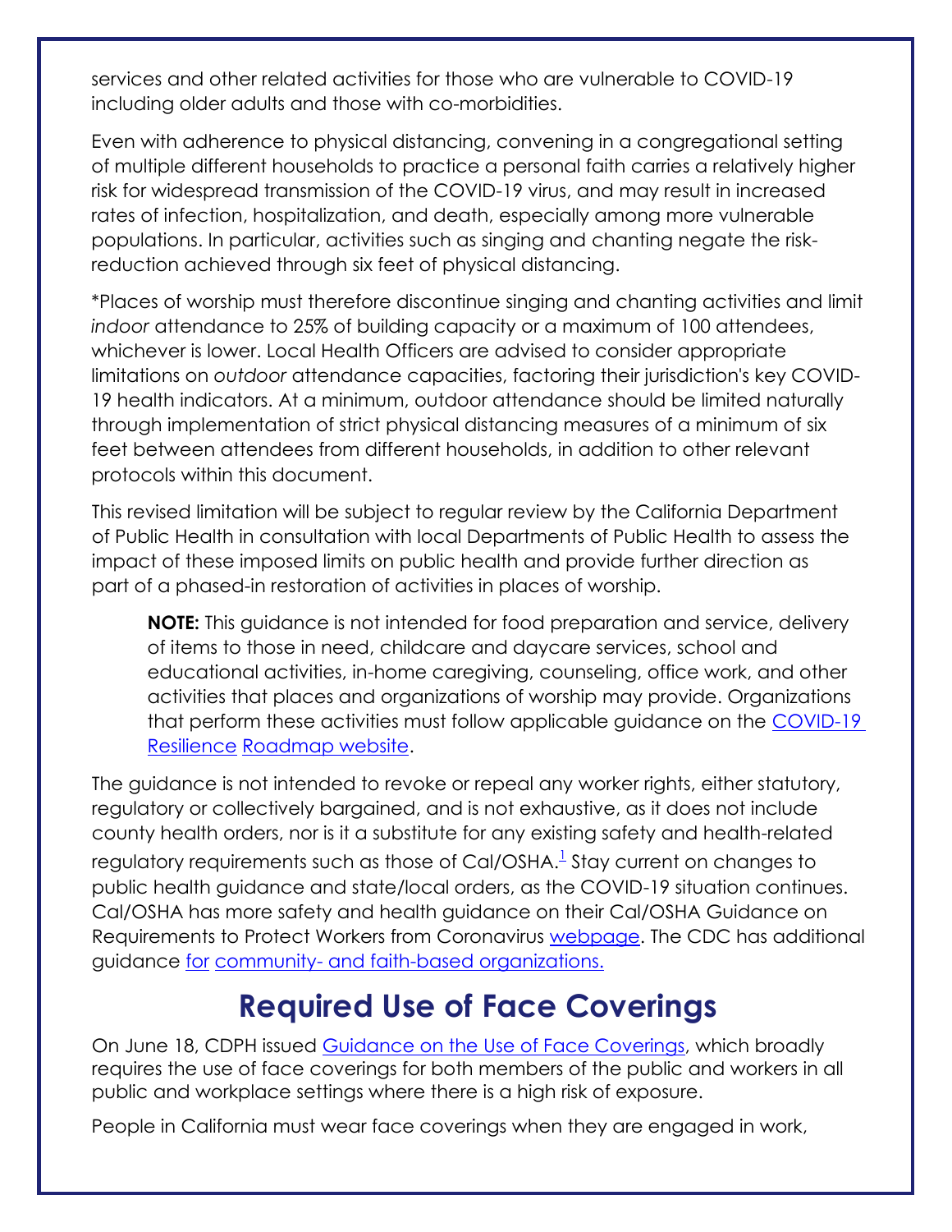services and other related activities for those who are vulnerable to COVID-19 including older adults and those with co-morbidities.

Even with adherence to physical distancing, convening in a congregational setting of multiple different households to practice a personal faith carries a relatively higher risk for widespread transmission of the COVID-19 virus, and may result in increased rates of infection, hospitalization, and death, especially among more vulnerable populations. In particular, activities such as singing and chanting negate the risk-reduction achieved through six feet of physical distancing.

*Places of worship must therefore discontinue singing and chanting activities and limit *indoor* attendance to 25% of building capacity or a maximum of 100 attendees, whichever is lower. Local Health Officers are advised to consider appropriate limitations on *outdoor* attendance capacities, factoring their jurisdiction's key COVID-19 health indicators. At a minimum, outdoor attendance should be limited naturally through implementation of strict physical distancing measures of a minimum of six feet between attendees from different households, in addition to other relevant protocols within this document.

This revised limitation will be subject to regular review by the California Department of Public Health in consultation with local Departments of Public Health to assess the impact of these imposed limits on public health and provide further direction as part of a phased-in restoration of activities in places of worship.

> **NOTE:** This guidance is not intended for food preparation and service, delivery of items to those in need, childcare and daycare services, school and educational activities, in-home caregiving, counseling, office work, and other activities that places and organizations of worship may provide. Organizations that perform these activities must follow applicable guidance on the COVID-19 Resilience Roadmap website.

The guidance is not intended to revoke or repeal any worker rights, either statutory, regulatory or collectively bargained, and is not exhaustive, as it does not include county health orders, nor is it a substitute for any existing safety and health-related regulatory requirements such as those of Cal/OSHA.[1] Stay current on changes to public health guidance and state/local orders, as the COVID-19 situation continues. Cal/OSHA has more safety and health guidance on their Cal/OSHA Guidance on Requirements to Protect Workers from Coronavirus webpage. The CDC has additional guidance for community- and faith-based organizations.

## Required Use of Face Coverings

On June 18, CDPH issued Guidance on the Use of Face Coverings, which broadly requires the use of face coverings for both members of the public and workers in all public and workplace settings where there is a high risk of exposure.

People in California must wear face coverings when they are engaged in work,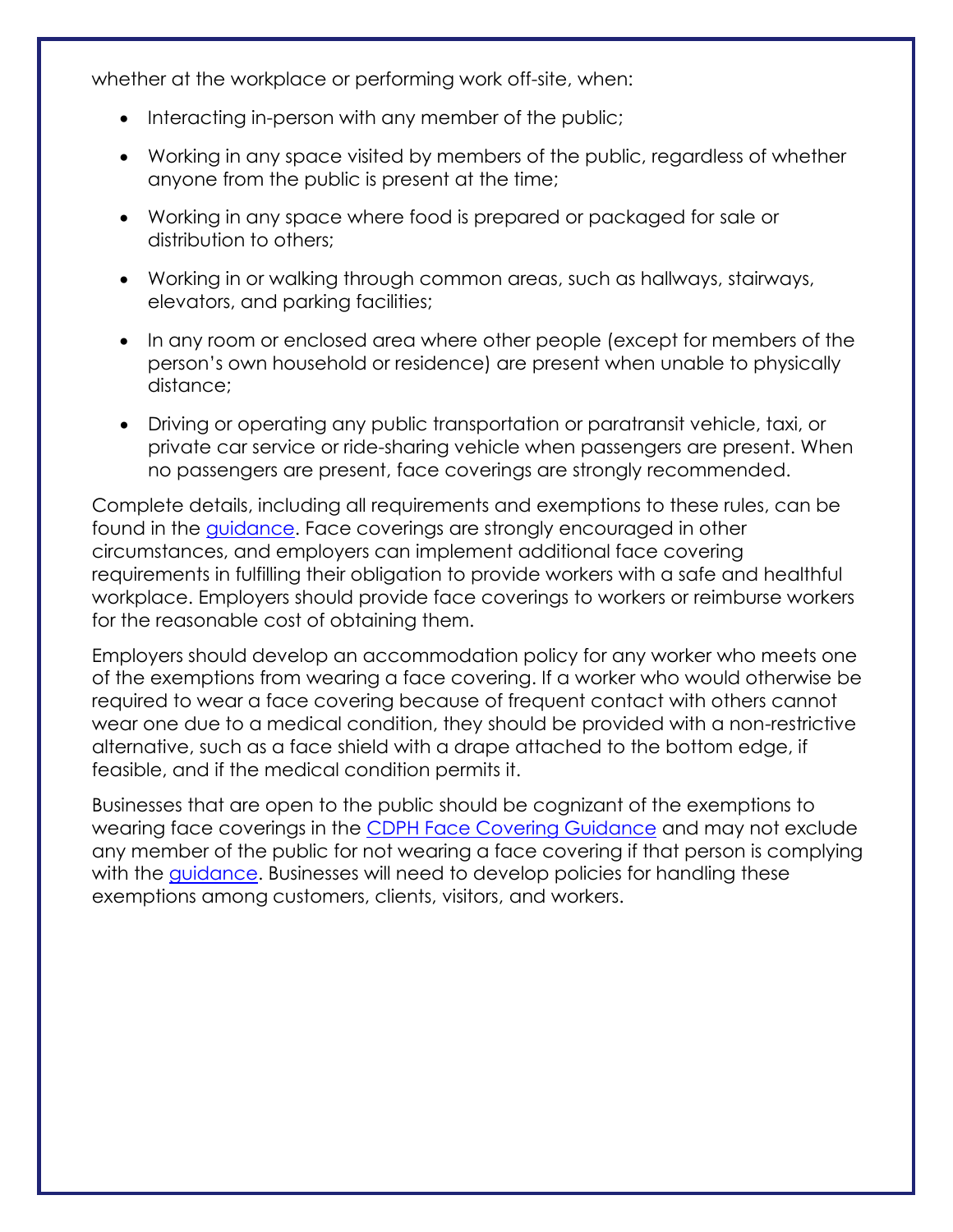whether at the workplace or performing work off-site, when:

- Interacting in-person with any member of the public;
- Working in any space visited by members of the public, regardless of whether anyone from the public is present at the time;
- Working in any space where food is prepared or packaged for sale or distribution to others;
- Working in or walking through common areas, such as hallways, stairways, elevators, and parking facilities;
- In any room or enclosed area where other people (except for members of the person's own household or residence) are present when unable to physically distance;
- Driving or operating any public transportation or paratransit vehicle, taxi, or private car service or ride-sharing vehicle when passengers are present. When no passengers are present, face coverings are strongly recommended.

Complete details, including all requirements and exemptions to these rules, can be found in the guidance. Face coverings are strongly encouraged in other circumstances, and employers can implement additional face covering requirements in fulfilling their obligation to provide workers with a safe and healthful workplace. Employers should provide face coverings to workers or reimburse workers for the reasonable cost of obtaining them.

Employers should develop an accommodation policy for any worker who meets one of the exemptions from wearing a face covering. If a worker who would otherwise be required to wear a face covering because of frequent contact with others cannot wear one due to a medical condition, they should be provided with a non-restrictive alternative, such as a face shield with a drape attached to the bottom edge, if feasible, and if the medical condition permits it.

Businesses that are open to the public should be cognizant of the exemptions to wearing face coverings in the CDPH Face Covering Guidance and may not exclude any member of the public for not wearing a face covering if that person is complying with the guidance. Businesses will need to develop policies for handling these exemptions among customers, clients, visitors, and workers.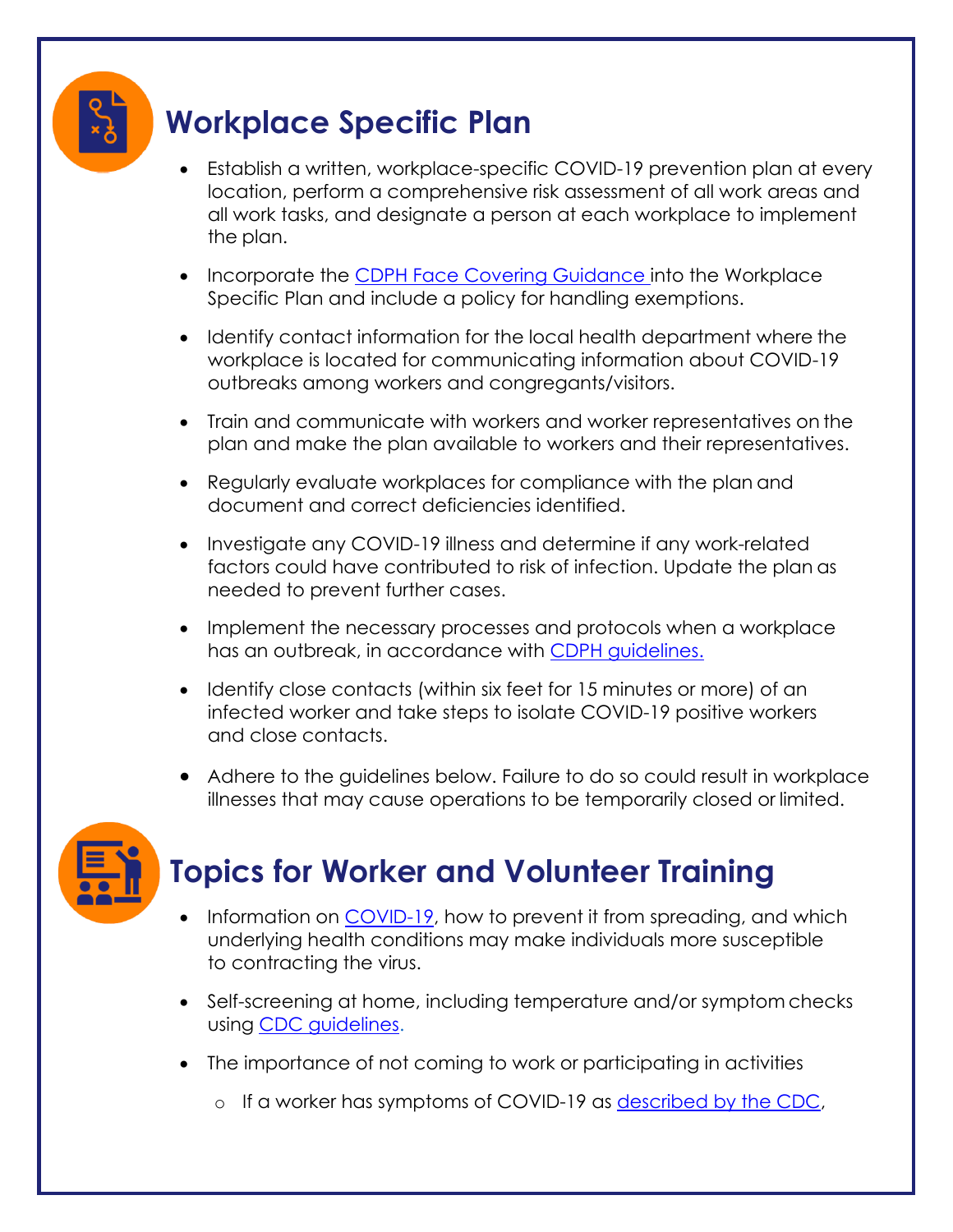## Workplace Specific Plan

- Establish a written, workplace-specific COVID-19 prevention plan at every location, perform a comprehensive risk assessment of all work areas and all work tasks, and designate a person at each workplace to implement the plan.
- Incorporate the CDPH Face Covering Guidance into the Workplace Specific Plan and include a policy for handling exemptions.
- Identify contact information for the local health department where the workplace is located for communicating information about COVID-19 outbreaks among workers and congregants/visitors.
- Train and communicate with workers and worker representatives on the plan and make the plan available to workers and their representatives.
- Regularly evaluate workplaces for compliance with the plan and document and correct deficiencies identified.
- Investigate any COVID-19 illness and determine if any work-related factors could have contributed to risk of infection. Update the plan as needed to prevent further cases.
- Implement the necessary processes and protocols when a workplace has an outbreak, in accordance with CDPH guidelines.
- Identify close contacts (within six feet for 15 minutes or more) of an infected worker and take steps to isolate COVID-19 positive workers and close contacts.
- Adhere to the guidelines below. Failure to do so could result in workplace illnesses that may cause operations to be temporarily closed or limited.

## Topics for Worker and Volunteer Training

- Information on COVID-19, how to prevent it from spreading, and which underlying health conditions may make individuals more susceptible to contracting the virus.
- Self-screening at home, including temperature and/or symptom checks using CDC guidelines.
- The importance of not coming to work or participating in activities
  - If a worker has symptoms of COVID-19 as described by the CDC,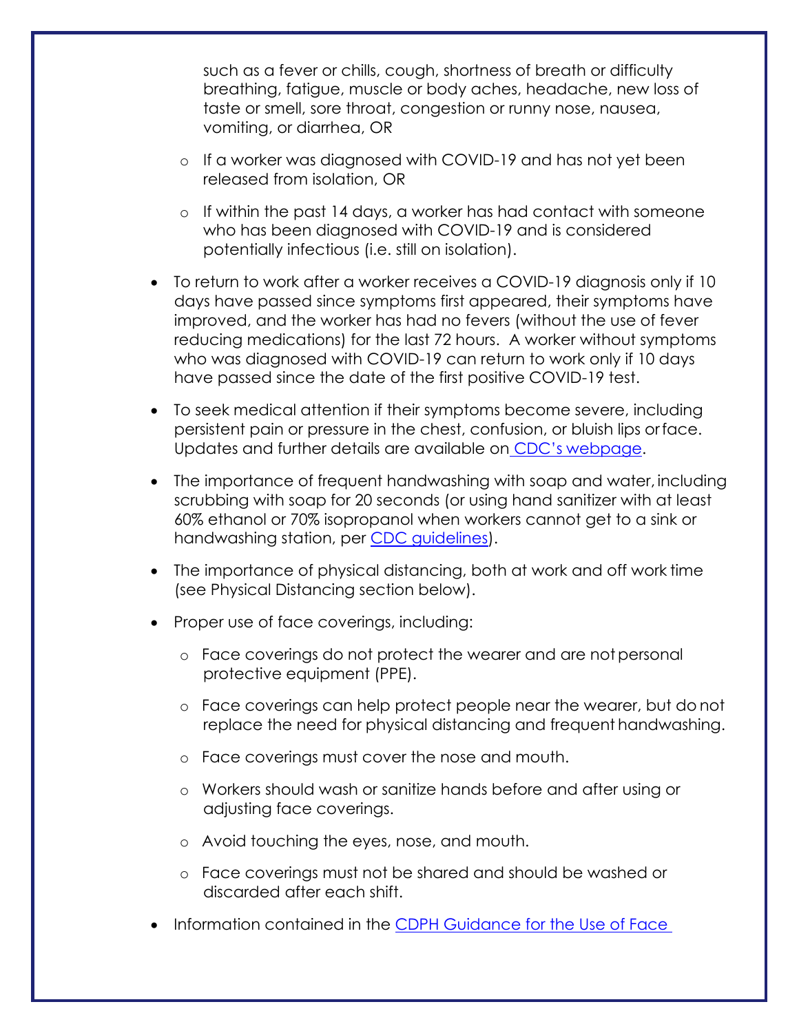such as a fever or chills, cough, shortness of breath or difficulty breathing, fatigue, muscle or body aches, headache, new loss of taste or smell, sore throat, congestion or runny nose, nausea, vomiting, or diarrhea, OR

  - If a worker was diagnosed with COVID-19 and has not yet been released from isolation, OR
  - If within the past 14 days, a worker has had contact with someone who has been diagnosed with COVID-19 and is considered potentially infectious (i.e. still on isolation).

- To return to work after a worker receives a COVID-19 diagnosis only if 10 days have passed since symptoms first appeared, their symptoms have improved, and the worker has had no fevers (without the use of fever reducing medications) for the last 72 hours. A worker without symptoms who was diagnosed with COVID-19 can return to work only if 10 days have passed since the date of the first positive COVID-19 test.
- To seek medical attention if their symptoms become severe, including persistent pain or pressure in the chest, confusion, or bluish lips or face. Updates and further details are available on CDC's webpage.
- The importance of frequent handwashing with soap and water, including scrubbing with soap for 20 seconds (or using hand sanitizer with at least 60% ethanol or 70% isopropanol when workers cannot get to a sink or handwashing station, per CDC guidelines).
- The importance of physical distancing, both at work and off work time (see Physical Distancing section below).
- Proper use of face coverings, including:
  - Face coverings do not protect the wearer and are not personal protective equipment (PPE).
  - Face coverings can help protect people near the wearer, but do not replace the need for physical distancing and frequent handwashing.
  - Face coverings must cover the nose and mouth.
  - Workers should wash or sanitize hands before and after using or adjusting face coverings.
  - Avoid touching the eyes, nose, and mouth.
  - Face coverings must not be shared and should be washed or discarded after each shift.
- Information contained in the CDPH Guidance for the Use of Face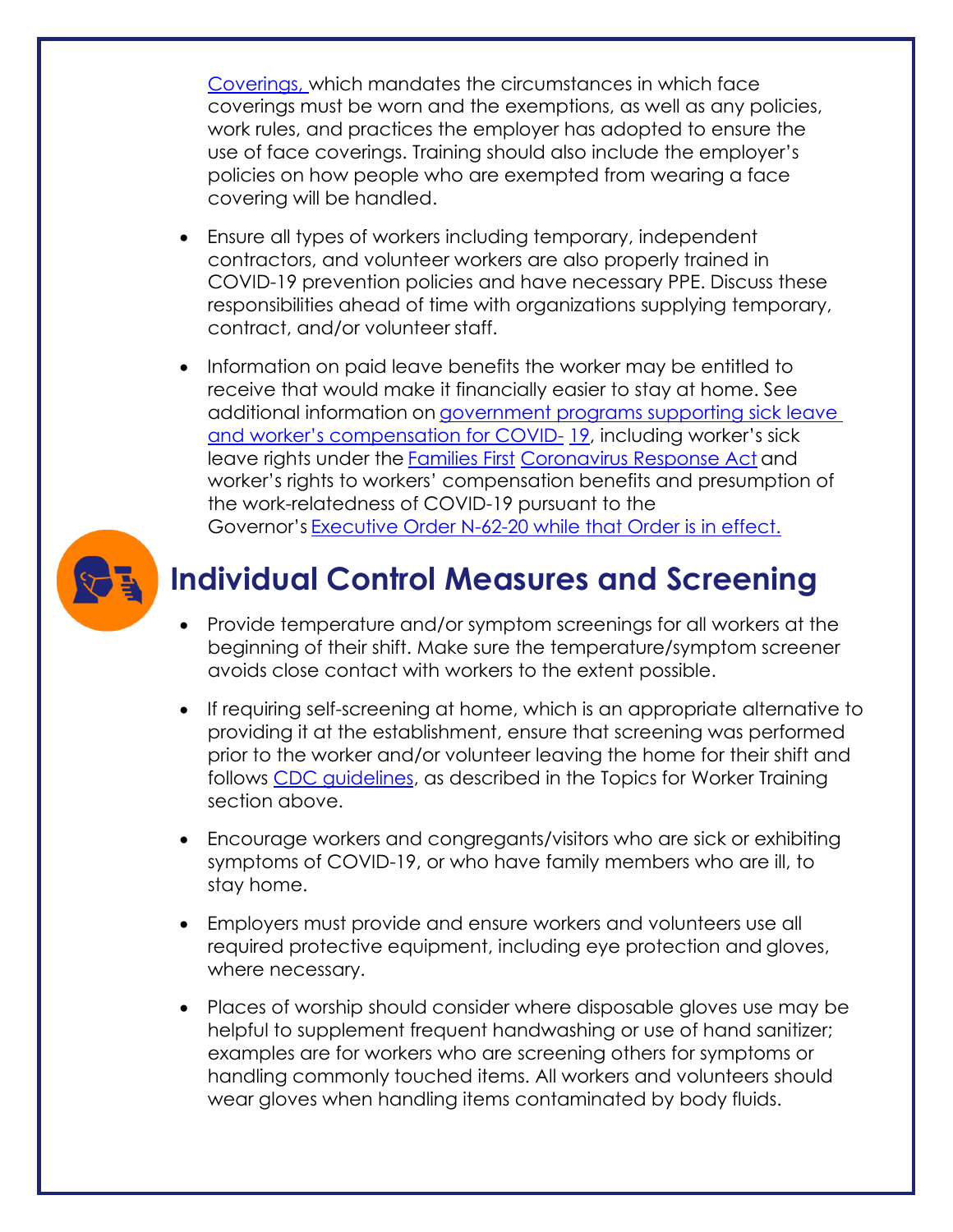Coverings, which mandates the circumstances in which face coverings must be worn and the exemptions, as well as any policies, work rules, and practices the employer has adopted to ensure the use of face coverings. Training should also include the employer's policies on how people who are exempted from wearing a face covering will be handled.

- Ensure all types of workers including temporary, independent contractors, and volunteer workers are also properly trained in COVID-19 prevention policies and have necessary PPE. Discuss these responsibilities ahead of time with organizations supplying temporary, contract, and/or volunteer staff.
- Information on paid leave benefits the worker may be entitled to receive that would make it financially easier to stay at home. See additional information on government programs supporting sick leave and worker's compensation for COVID-19, including worker's sick leave rights under the Families First Coronavirus Response Act and worker's rights to workers' compensation benefits and presumption of the work-relatedness of COVID-19 pursuant to the Governor's Executive Order N-62-20 while that Order is in effect.

## Individual Control Measures and Screening

- Provide temperature and/or symptom screenings for all workers at the beginning of their shift. Make sure the temperature/symptom screener avoids close contact with workers to the extent possible.
- If requiring self-screening at home, which is an appropriate alternative to providing it at the establishment, ensure that screening was performed prior to the worker and/or volunteer leaving the home for their shift and follows CDC guidelines, as described in the Topics for Worker Training section above.
- Encourage workers and congregants/visitors who are sick or exhibiting symptoms of COVID-19, or who have family members who are ill, to stay home.
- Employers must provide and ensure workers and volunteers use all required protective equipment, including eye protection and gloves, where necessary.
- Places of worship should consider where disposable gloves use may be helpful to supplement frequent handwashing or use of hand sanitizer; examples are for workers who are screening others for symptoms or handling commonly touched items. All workers and volunteers should wear gloves when handling items contaminated by body fluids.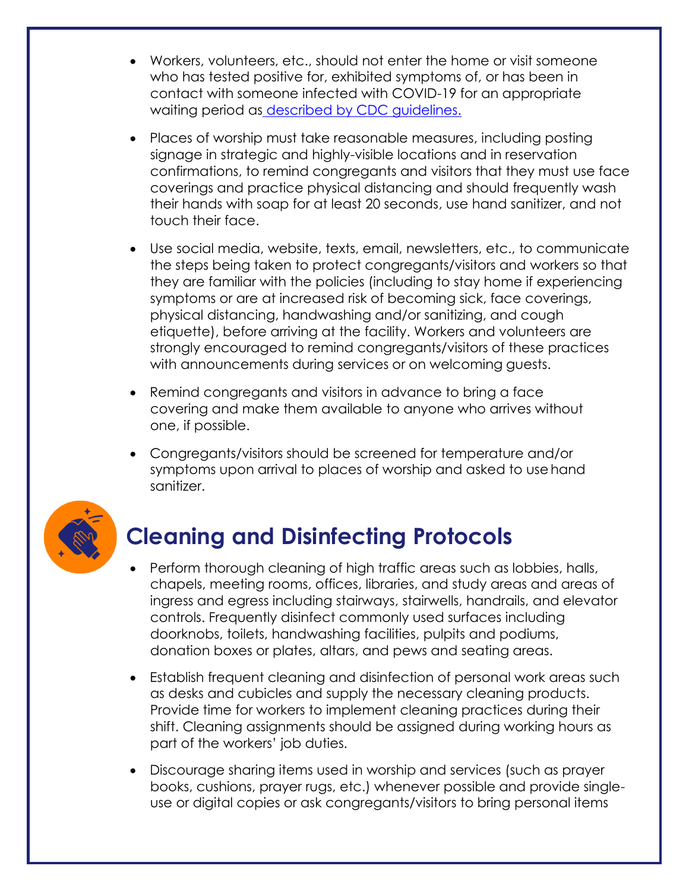- Workers, volunteers, etc., should not enter the home or visit someone who has tested positive for, exhibited symptoms of, or has been in contact with someone infected with COVID-19 for an appropriate waiting period as described by CDC guidelines.
- Places of worship must take reasonable measures, including posting signage in strategic and highly-visible locations and in reservation confirmations, to remind congregants and visitors that they must use face coverings and practice physical distancing and should frequently wash their hands with soap for at least 20 seconds, use hand sanitizer, and not touch their face.
- Use social media, website, texts, email, newsletters, etc., to communicate the steps being taken to protect congregants/visitors and workers so that they are familiar with the policies (including to stay home if experiencing symptoms or are at increased risk of becoming sick, face coverings, physical distancing, handwashing and/or sanitizing, and cough etiquette), before arriving at the facility. Workers and volunteers are strongly encouraged to remind congregants/visitors of these practices with announcements during services or on welcoming guests.
- Remind congregants and visitors in advance to bring a face covering and make them available to anyone who arrives without one, if possible.
- Congregants/visitors should be screened for temperature and/or symptoms upon arrival to places of worship and asked to use hand sanitizer.

## Cleaning and Disinfecting Protocols

- Perform thorough cleaning of high traffic areas such as lobbies, halls, chapels, meeting rooms, offices, libraries, and study areas and areas of ingress and egress including stairways, stairwells, handrails, and elevator controls. Frequently disinfect commonly used surfaces including doorknobs, toilets, handwashing facilities, pulpits and podiums, donation boxes or plates, altars, and pews and seating areas.
- Establish frequent cleaning and disinfection of personal work areas such as desks and cubicles and supply the necessary cleaning products. Provide time for workers to implement cleaning practices during their shift. Cleaning assignments should be assigned during working hours as part of the workers' job duties.
- Discourage sharing items used in worship and services (such as prayer books, cushions, prayer rugs, etc.) whenever possible and provide single-use or digital copies or ask congregants/visitors to bring personal items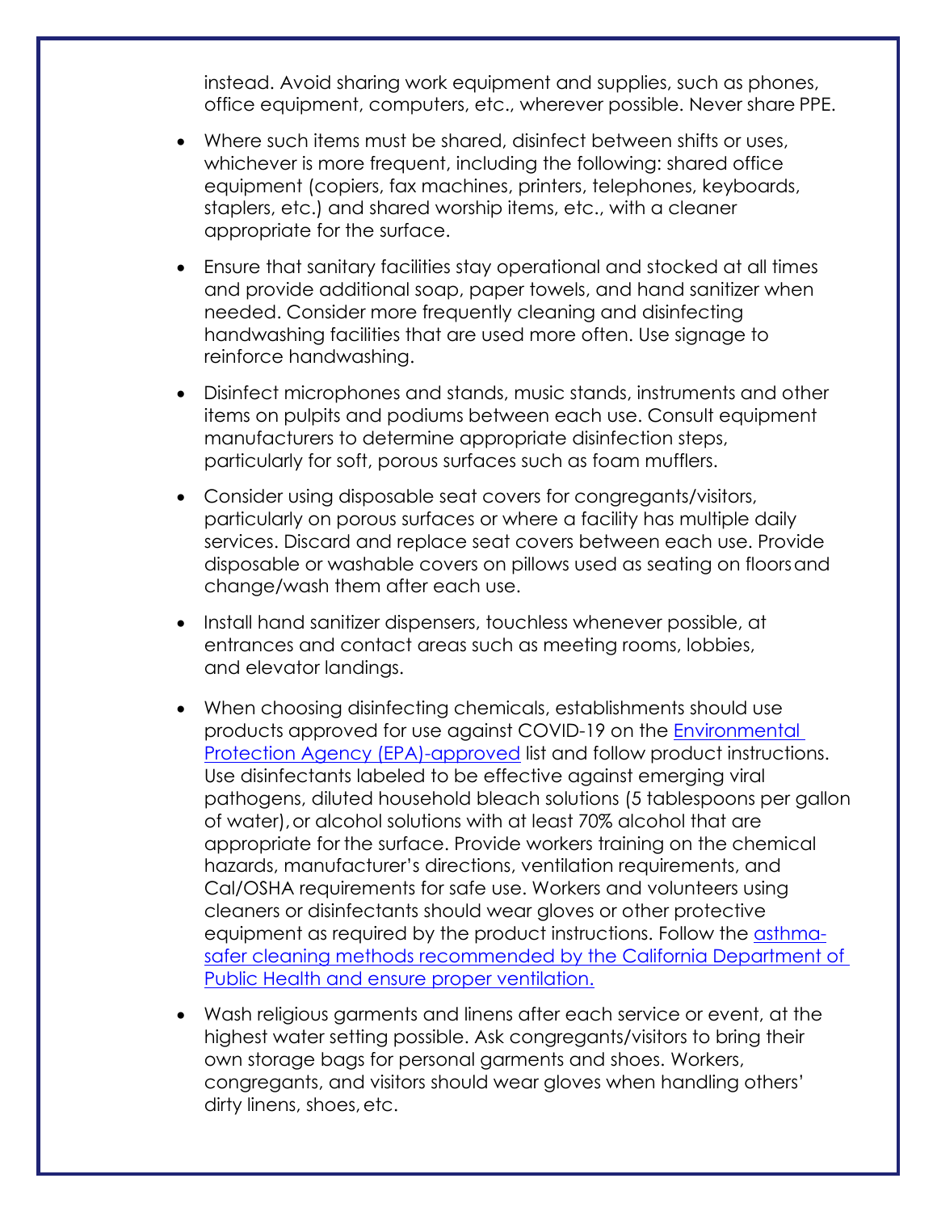instead. Avoid sharing work equipment and supplies, such as phones, office equipment, computers, etc., wherever possible. Never share PPE.

- Where such items must be shared, disinfect between shifts or uses, whichever is more frequent, including the following: shared office equipment (copiers, fax machines, printers, telephones, keyboards, staplers, etc.) and shared worship items, etc., with a cleaner appropriate for the surface.
- Ensure that sanitary facilities stay operational and stocked at all times and provide additional soap, paper towels, and hand sanitizer when needed. Consider more frequently cleaning and disinfecting handwashing facilities that are used more often. Use signage to reinforce handwashing.
- Disinfect microphones and stands, music stands, instruments and other items on pulpits and podiums between each use. Consult equipment manufacturers to determine appropriate disinfection steps, particularly for soft, porous surfaces such as foam mufflers.
- Consider using disposable seat covers for congregants/visitors, particularly on porous surfaces or where a facility has multiple daily services. Discard and replace seat covers between each use. Provide disposable or washable covers on pillows used as seating on floors and change/wash them after each use.
- Install hand sanitizer dispensers, touchless whenever possible, at entrances and contact areas such as meeting rooms, lobbies, and elevator landings.
- When choosing disinfecting chemicals, establishments should use products approved for use against COVID-19 on the [Environmental Protection Agency (EPA)-approved]() list and follow product instructions. Use disinfectants labeled to be effective against emerging viral pathogens, diluted household bleach solutions (5 tablespoons per gallon of water), or alcohol solutions with at least 70% alcohol that are appropriate for the surface. Provide workers training on the chemical hazards, manufacturer's directions, ventilation requirements, and Cal/OSHA requirements for safe use. Workers and volunteers using cleaners or disinfectants should wear gloves or other protective equipment as required by the product instructions. Follow the [asthma-safer cleaning methods recommended by the California Department of Public Health and ensure proper ventilation.]()
- Wash religious garments and linens after each service or event, at the highest water setting possible. Ask congregants/visitors to bring their own storage bags for personal garments and shoes. Workers, congregants, and visitors should wear gloves when handling others' dirty linens, shoes, etc.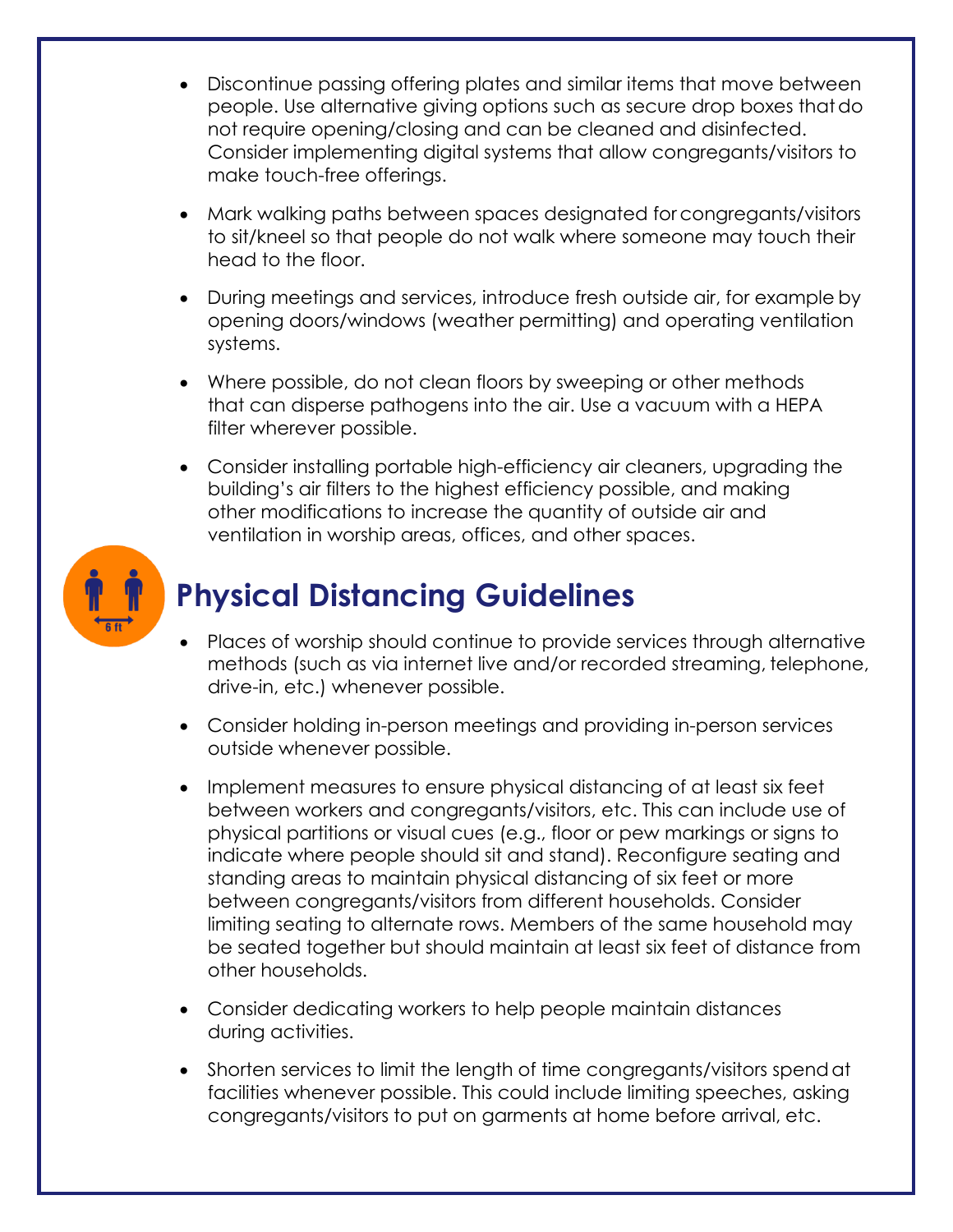- Discontinue passing offering plates and similar items that move between people. Use alternative giving options such as secure drop boxes that do not require opening/closing and can be cleaned and disinfected. Consider implementing digital systems that allow congregants/visitors to make touch-free offerings.

- Mark walking paths between spaces designated for congregants/visitors to sit/kneel so that people do not walk where someone may touch their head to the floor.

- During meetings and services, introduce fresh outside air, for example by opening doors/windows (weather permitting) and operating ventilation systems.

- Where possible, do not clean floors by sweeping or other methods that can disperse pathogens into the air. Use a vacuum with a HEPA filter wherever possible.

- Consider installing portable high-efficiency air cleaners, upgrading the building's air filters to the highest efficiency possible, and making other modifications to increase the quantity of outside air and ventilation in worship areas, offices, and other spaces.

## Physical Distancing Guidelines

- Places of worship should continue to provide services through alternative methods (such as via internet live and/or recorded streaming, telephone, drive-in, etc.) whenever possible.

- Consider holding in-person meetings and providing in-person services outside whenever possible.

- Implement measures to ensure physical distancing of at least six feet between workers and congregants/visitors, etc. This can include use of physical partitions or visual cues (e.g., floor or pew markings or signs to indicate where people should sit and stand). Reconfigure seating and standing areas to maintain physical distancing of six feet or more between congregants/visitors from different households. Consider limiting seating to alternate rows. Members of the same household may be seated together but should maintain at least six feet of distance from other households.

- Consider dedicating workers to help people maintain distances during activities.

- Shorten services to limit the length of time congregants/visitors spend at facilities whenever possible. This could include limiting speeches, asking congregants/visitors to put on garments at home before arrival, etc.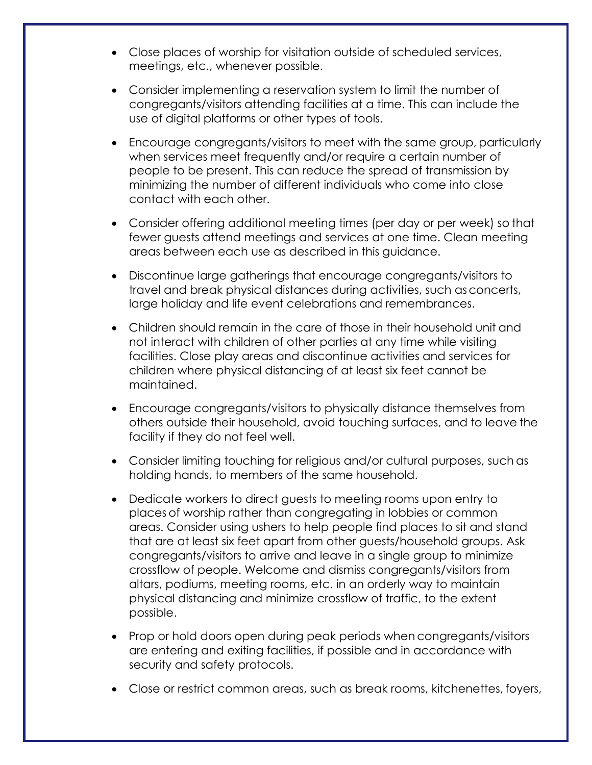- Close places of worship for visitation outside of scheduled services, meetings, etc., whenever possible.
- Consider implementing a reservation system to limit the number of congregants/visitors attending facilities at a time. This can include the use of digital platforms or other types of tools.
- Encourage congregants/visitors to meet with the same group, particularly when services meet frequently and/or require a certain number of people to be present. This can reduce the spread of transmission by minimizing the number of different individuals who come into close contact with each other.
- Consider offering additional meeting times (per day or per week) so that fewer guests attend meetings and services at one time. Clean meeting areas between each use as described in this guidance.
- Discontinue large gatherings that encourage congregants/visitors to travel and break physical distances during activities, such as concerts, large holiday and life event celebrations and remembrances.
- Children should remain in the care of those in their household unit and not interact with children of other parties at any time while visiting facilities. Close play areas and discontinue activities and services for children where physical distancing of at least six feet cannot be maintained.
- Encourage congregants/visitors to physically distance themselves from others outside their household, avoid touching surfaces, and to leave the facility if they do not feel well.
- Consider limiting touching for religious and/or cultural purposes, such as holding hands, to members of the same household.
- Dedicate workers to direct guests to meeting rooms upon entry to places of worship rather than congregating in lobbies or common areas. Consider using ushers to help people find places to sit and stand that are at least six feet apart from other guests/household groups. Ask congregants/visitors to arrive and leave in a single group to minimize crossflow of people. Welcome and dismiss congregants/visitors from altars, podiums, meeting rooms, etc. in an orderly way to maintain physical distancing and minimize crossflow of traffic, to the extent possible.
- Prop or hold doors open during peak periods when congregants/visitors are entering and exiting facilities, if possible and in accordance with security and safety protocols.
- Close or restrict common areas, such as break rooms, kitchenettes, foyers,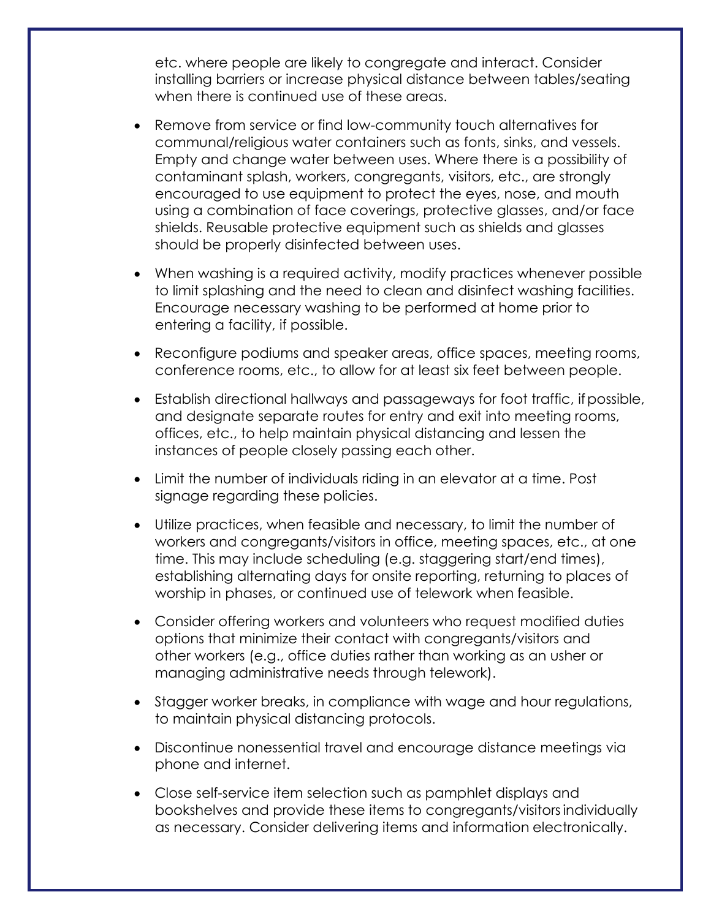etc. where people are likely to congregate and interact. Consider installing barriers or increase physical distance between tables/seating when there is continued use of these areas.

- Remove from service or find low-community touch alternatives for communal/religious water containers such as fonts, sinks, and vessels. Empty and change water between uses. Where there is a possibility of contaminant splash, workers, congregants, visitors, etc., are strongly encouraged to use equipment to protect the eyes, nose, and mouth using a combination of face coverings, protective glasses, and/or face shields. Reusable protective equipment such as shields and glasses should be properly disinfected between uses.
- When washing is a required activity, modify practices whenever possible to limit splashing and the need to clean and disinfect washing facilities. Encourage necessary washing to be performed at home prior to entering a facility, if possible.
- Reconfigure podiums and speaker areas, office spaces, meeting rooms, conference rooms, etc., to allow for at least six feet between people.
- Establish directional hallways and passageways for foot traffic, if possible, and designate separate routes for entry and exit into meeting rooms, offices, etc., to help maintain physical distancing and lessen the instances of people closely passing each other.
- Limit the number of individuals riding in an elevator at a time. Post signage regarding these policies.
- Utilize practices, when feasible and necessary, to limit the number of workers and congregants/visitors in office, meeting spaces, etc., at one time. This may include scheduling (e.g. staggering start/end times), establishing alternating days for onsite reporting, returning to places of worship in phases, or continued use of telework when feasible.
- Consider offering workers and volunteers who request modified duties options that minimize their contact with congregants/visitors and other workers (e.g., office duties rather than working as an usher or managing administrative needs through telework).
- Stagger worker breaks, in compliance with wage and hour regulations, to maintain physical distancing protocols.
- Discontinue nonessential travel and encourage distance meetings via phone and internet.
- Close self-service item selection such as pamphlet displays and bookshelves and provide these items to congregants/visitors individually as necessary. Consider delivering items and information electronically.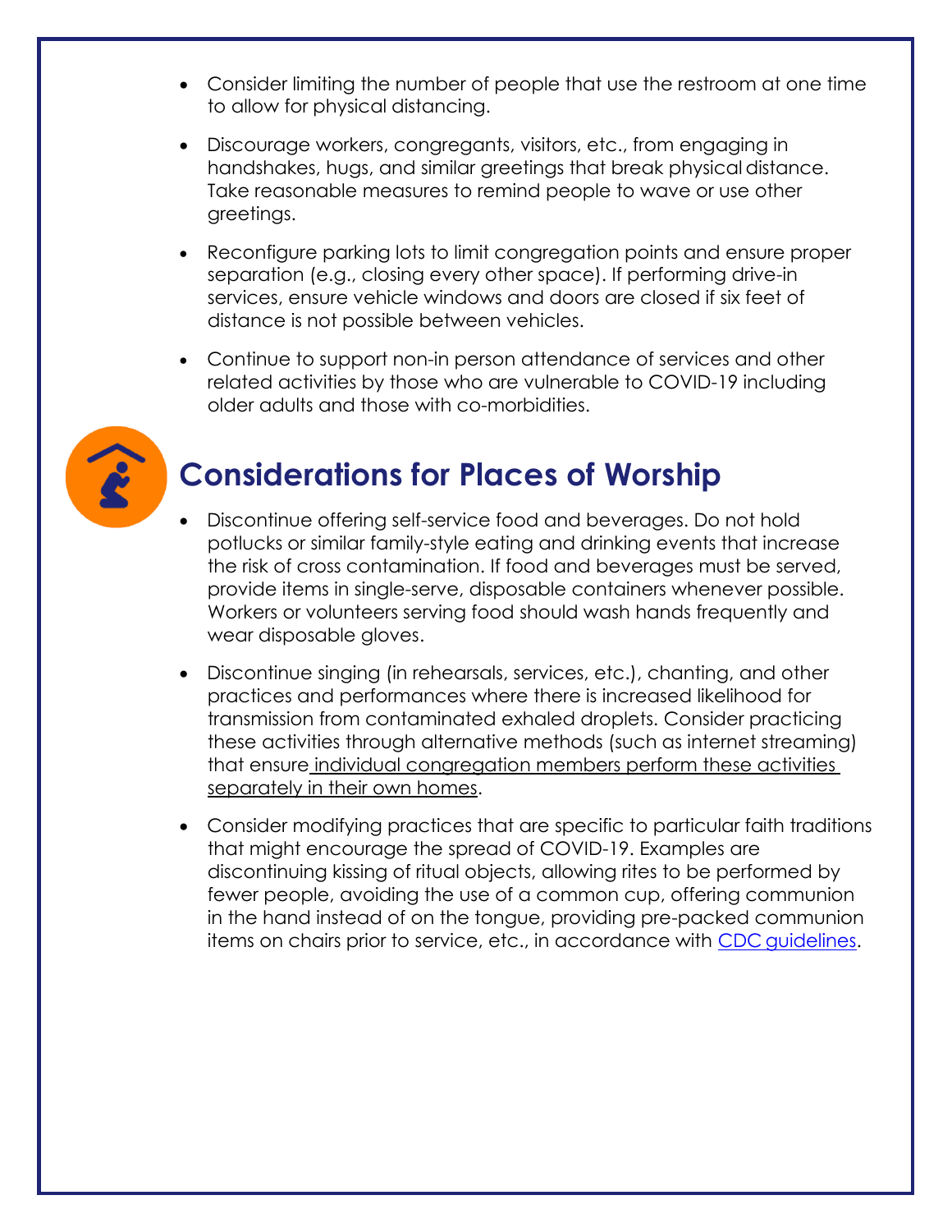- Consider limiting the number of people that use the restroom at one time to allow for physical distancing.
- Discourage workers, congregants, visitors, etc., from engaging in handshakes, hugs, and similar greetings that break physical distance. Take reasonable measures to remind people to wave or use other greetings.
- Reconfigure parking lots to limit congregation points and ensure proper separation (e.g., closing every other space). If performing drive-in services, ensure vehicle windows and doors are closed if six feet of distance is not possible between vehicles.
- Continue to support non-in person attendance of services and other related activities by those who are vulnerable to COVID-19 including older adults and those with co-morbidities.

## Considerations for Places of Worship

- Discontinue offering self-service food and beverages. Do not hold potlucks or similar family-style eating and drinking events that increase the risk of cross contamination. If food and beverages must be served, provide items in single-serve, disposable containers whenever possible. Workers or volunteers serving food should wash hands frequently and wear disposable gloves.
- Discontinue singing (in rehearsals, services, etc.), chanting, and other practices and performances where there is increased likelihood for transmission from contaminated exhaled droplets. Consider practicing these activities through alternative methods (such as internet streaming) that ensure individual congregation members perform these activities separately in their own homes.
- Consider modifying practices that are specific to particular faith traditions that might encourage the spread of COVID-19. Examples are discontinuing kissing of ritual objects, allowing rites to be performed by fewer people, avoiding the use of a common cup, offering communion in the hand instead of on the tongue, providing pre-packed communion items on chairs prior to service, etc., in accordance with CDC guidelines.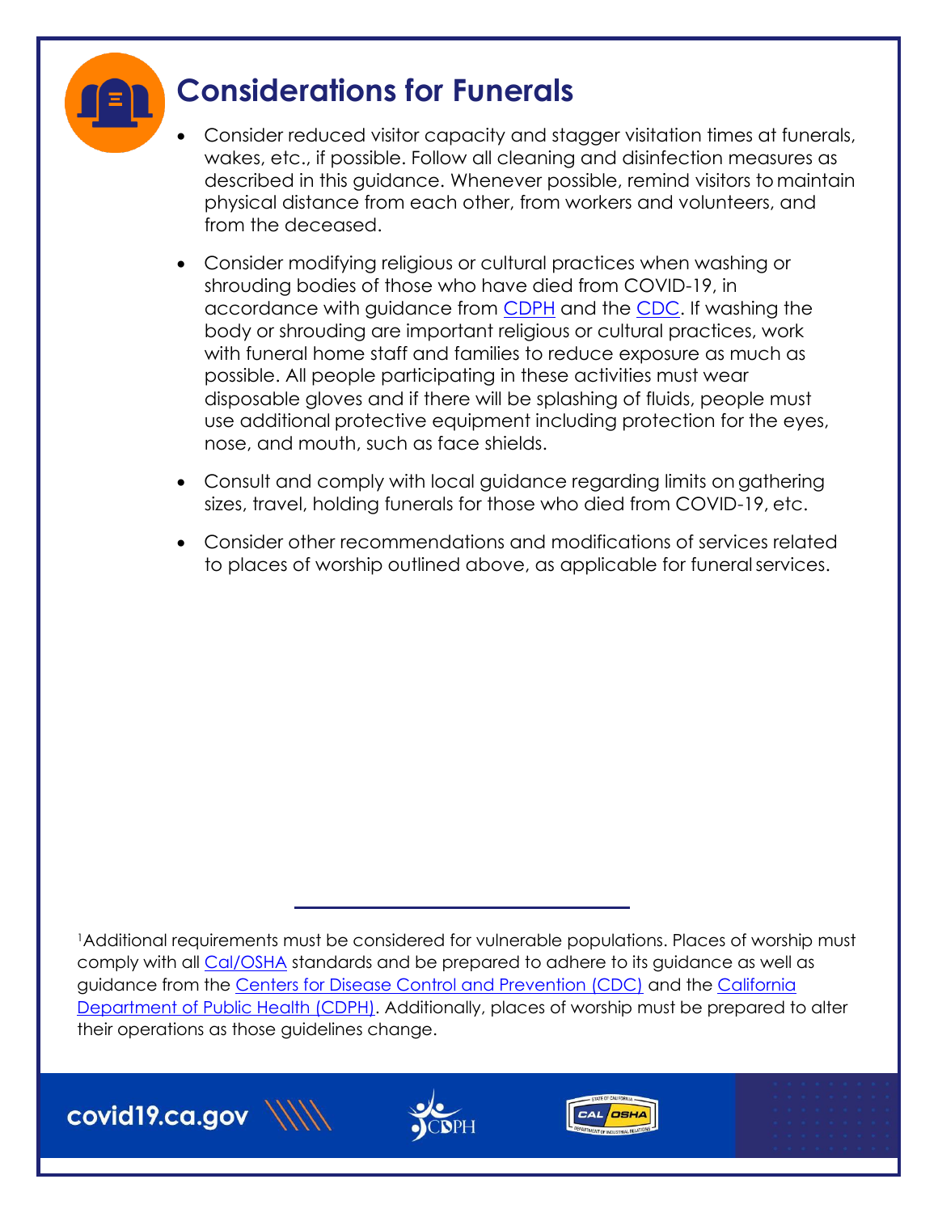## Considerations for Funerals

- Consider reduced visitor capacity and stagger visitation times at funerals, wakes, etc., if possible. Follow all cleaning and disinfection measures as described in this guidance. Whenever possible, remind visitors to maintain physical distance from each other, from workers and volunteers, and from the deceased.
- Consider modifying religious or cultural practices when washing or shrouding bodies of those who have died from COVID-19, in accordance with guidance from CDPH and the CDC. If washing the body or shrouding are important religious or cultural practices, work with funeral home staff and families to reduce exposure as much as possible. All people participating in these activities must wear disposable gloves and if there will be splashing of fluids, people must use additional protective equipment including protection for the eyes, nose, and mouth, such as face shields.
- Consult and comply with local guidance regarding limits on gathering sizes, travel, holding funerals for those who died from COVID-19, etc.
- Consider other recommendations and modifications of services related to places of worship outlined above, as applicable for funeral services.

---

[1]Additional requirements must be considered for vulnerable populations. Places of worship must comply with all Cal/OSHA standards and be prepared to adhere to its guidance as well as guidance from the Centers for Disease Control and Prevention (CDC) and the California Department of Public Health (CDPH). Additionally, places of worship must be prepared to alter their operations as those guidelines change.